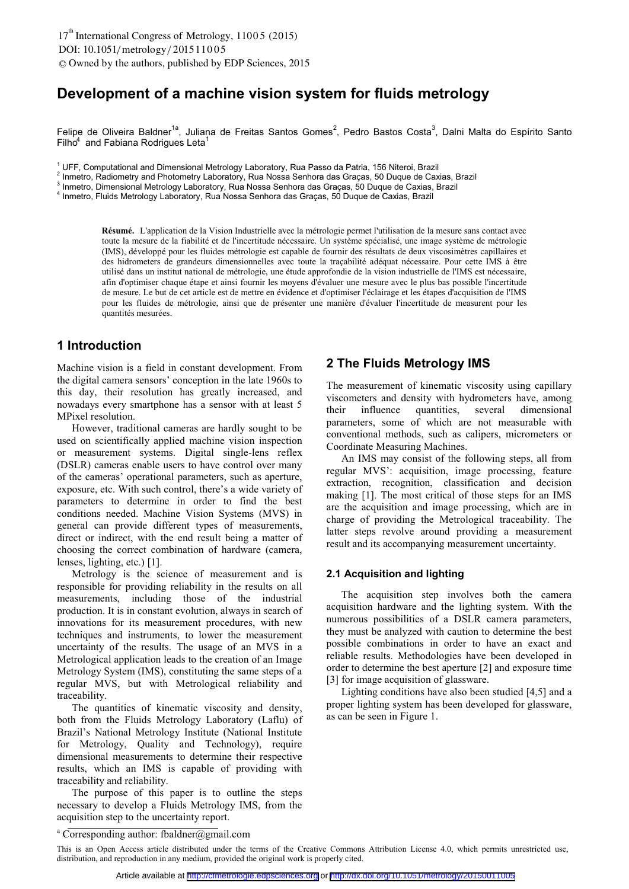# Development of a machine vision system for fluids metrology

Felipe de Oliveira Baldner[1a], Juliana de Freitas Santos Gomes[2], Pedro Bastos Costa[3], Dalni Malta do Espírito Santo Filho[4] and Fabiana Rodrigues Leta[1]

[1] UFF, Computational and Dimensional Metrology Laboratory, Rua Passo da Patria, 156 Niteroi, Brazil
[2] Inmetro, Radiometry and Photometry Laboratory, Rua Nossa Senhora das Graças, 50 Duque de Caxias, Brazil
[3] Inmetro, Dimensional Metrology Laboratory, Rua Nossa Senhora das Graças, 50 Duque de Caxias, Brazil
[4] Inmetro, Fluids Metrology Laboratory, Rua Nossa Senhora das Graças, 50 Duque de Caxias, Brazil

**Résumé.** L'application de la Vision Industrielle avec la métrologie permet l'utilisation de la mesure sans contact avec toute la mesure de la fiabilité et de l'incertitude nécessaire. Un système spécialisé, une image système de métrologie (IMS), développé pour les fluides métrologie est capable de fournir des résultats de deux viscosimètres capillaires et des hidrometers de grandeurs dimensionnelles avec toute la traçabilité adéquat nécessaire. Pour cette IMS à être utilisé dans un institut national de métrologie, une étude approfondie de la vision industrielle de l'IMS est nécessaire, afin d'optimiser chaque étape et ainsi fournir les moyens d'évaluer une mesure avec le plus bas possible l'incertitude de mesure. Le but de cet article est de mettre en évidence et d'optimiser l'éclairage et les étapes d'acquisition de l'IMS pour les fluides de métrologie, ainsi que de présenter une manière d'évaluer l'incertitude de measurent pour les quantités mesurées.

## 1 Introduction

Machine vision is a field in constant development. From the digital camera sensors' conception in the late 1960s to this day, their resolution has greatly increased, and nowadays every smartphone has a sensor with at least 5 MPixel resolution.

However, traditional cameras are hardly sought to be used on scientifically applied machine vision inspection or measurement systems. Digital single-lens reflex (DSLR) cameras enable users to have control over many of the cameras' operational parameters, such as aperture, exposure, etc. With such control, there's a wide variety of parameters to determine in order to find the best conditions needed. Machine Vision Systems (MVS) in general can provide different types of measurements, direct or indirect, with the end result being a matter of choosing the correct combination of hardware (camera, lenses, lighting, etc.) [1].

Metrology is the science of measurement and is responsible for providing reliability in the results on all measurements, including those of the industrial production. It is in constant evolution, always in search of innovations for its measurement procedures, with new techniques and instruments, to lower the measurement uncertainty of the results. The usage of an MVS in a Metrological application leads to the creation of an Image Metrology System (IMS), constituting the same steps of a regular MVS, but with Metrological reliability and traceability.

The quantities of kinematic viscosity and density, both from the Fluids Metrology Laboratory (Laflu) of Brazil's National Metrology Institute (National Institute for Metrology, Quality and Technology), require dimensional measurements to determine their respective results, which an IMS is capable of providing with traceability and reliability.

The purpose of this paper is to outline the steps necessary to develop a Fluids Metrology IMS, from the acquisition step to the uncertainty report.

## 2 The Fluids Metrology IMS

The measurement of kinematic viscosity using capillary viscometers and density with hydrometers have, among their influence quantities, several dimensional parameters, some of which are not measurable with conventional methods, such as calipers, micrometers or Coordinate Measuring Machines.

An IMS may consist of the following steps, all from regular MVS': acquisition, image processing, feature extraction, recognition, classification and decision making [1]. The most critical of those steps for an IMS are the acquisition and image processing, which are in charge of providing the Metrological traceability. The latter steps revolve around providing a measurement result and its accompanying measurement uncertainty.

### 2.1 Acquisition and lighting

The acquisition step involves both the camera acquisition hardware and the lighting system. With the numerous possibilities of a DSLR camera parameters, they must be analyzed with caution to determine the best possible combinations in order to have an exact and reliable results. Methodologies have been developed in order to determine the best aperture [2] and exposure time [3] for image acquisition of glassware.

Lighting conditions have also been studied [4,5] and a proper lighting system has been developed for glassware, as can be seen in Figure 1.

[a] Corresponding author: fbaldner@gmail.com

This is an Open Access article distributed under the terms of the Creative Commons Attribution License 4.0, which permits unrestricted use, distribution, and reproduction in any medium, provided the original work is properly cited.

Article available at http://cfmetrologie.edpsciences.org or http://dx.doi.org/10.1051/metrology/20150011005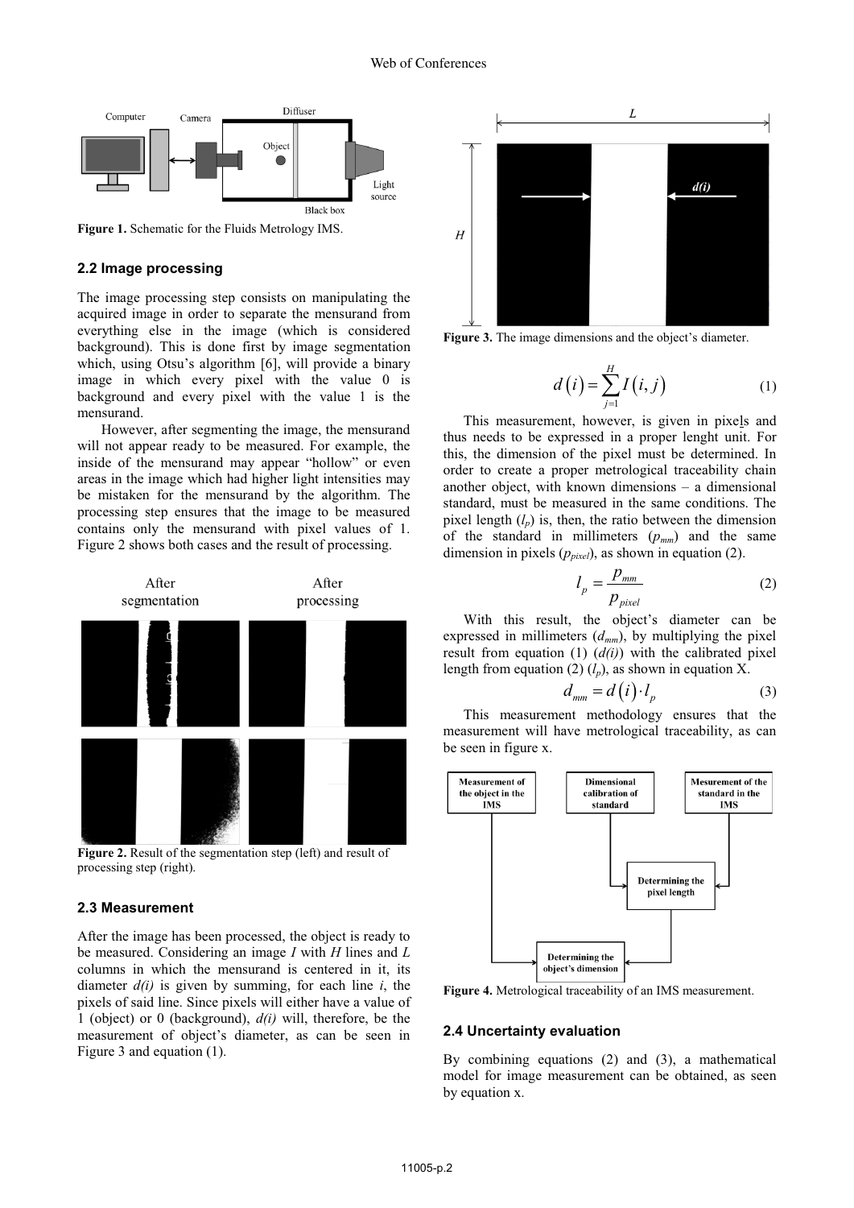Figure 1. Schematic for the Fluids Metrology IMS.

### 2.2 Image processing

The image processing step consists on manipulating the acquired image in order to separate the mensurand from everything else in the image (which is considered background). This is done first by image segmentation which, using Otsu's algorithm [6], will provide a binary image in which every pixel with the value 0 is background and every pixel with the value 1 is the mensurand.

However, after segmenting the image, the mensurand will not appear ready to be measured. For example, the inside of the mensurand may appear "hollow" or even areas in the image which had higher light intensities may be mistaken for the mensurand by the algorithm. The processing step ensures that the image to be measured contains only the mensurand with pixel values of 1. Figure 2 shows both cases and the result of processing.

Figure 2. Result of the segmentation step (left) and result of processing step (right).

### 2.3 Measurement

After the image has been processed, the object is ready to be measured. Considering an image $I$ with $H$ lines and $L$ columns in which the mensurand is centered in it, its diameter $d(i)$ is given by summing, for each line $i$, the pixels of said line. Since pixels will either have a value of 1 (object) or 0 (background), $d(i)$ will, therefore, be the measurement of object's diameter, as can be seen in Figure 3 and equation (1).

Figure 3. The image dimensions and the object's diameter.

$$d(i) = \sum_{j=1}^{H} I(i,j) \tag{1}$$

This measurement, however, is given in pixels and thus needs to be expressed in a proper lenght unit. For this, the dimension of the pixel must be determined. In order to create a proper metrological traceability chain another object, with known dimensions – a dimensional standard, must be measured in the same conditions. The pixel length ($l_p$) is, then, the ratio between the dimension of the standard in millimeters ($p_{mm}$) and the same dimension in pixels ($p_{pixel}$), as shown in equation (2).

$$l_p = \frac{p_{mm}}{p_{pixel}} \tag{2}$$

With this result, the object's diameter can be expressed in millimeters ($d_{mm}$), by multiplying the pixel result from equation (1) ($d(i)$) with the calibrated pixel length from equation (2) ($l_p$), as shown in equation X.

$$d_{mm} = d(i) \cdot l_p \tag{3}$$

This measurement methodology ensures that the measurement will have metrological traceability, as can be seen in figure x.

Figure 4. Metrological traceability of an IMS measurement.

### 2.4 Uncertainty evaluation

By combining equations (2) and (3), a mathematical model for image measurement can be obtained, as seen by equation x.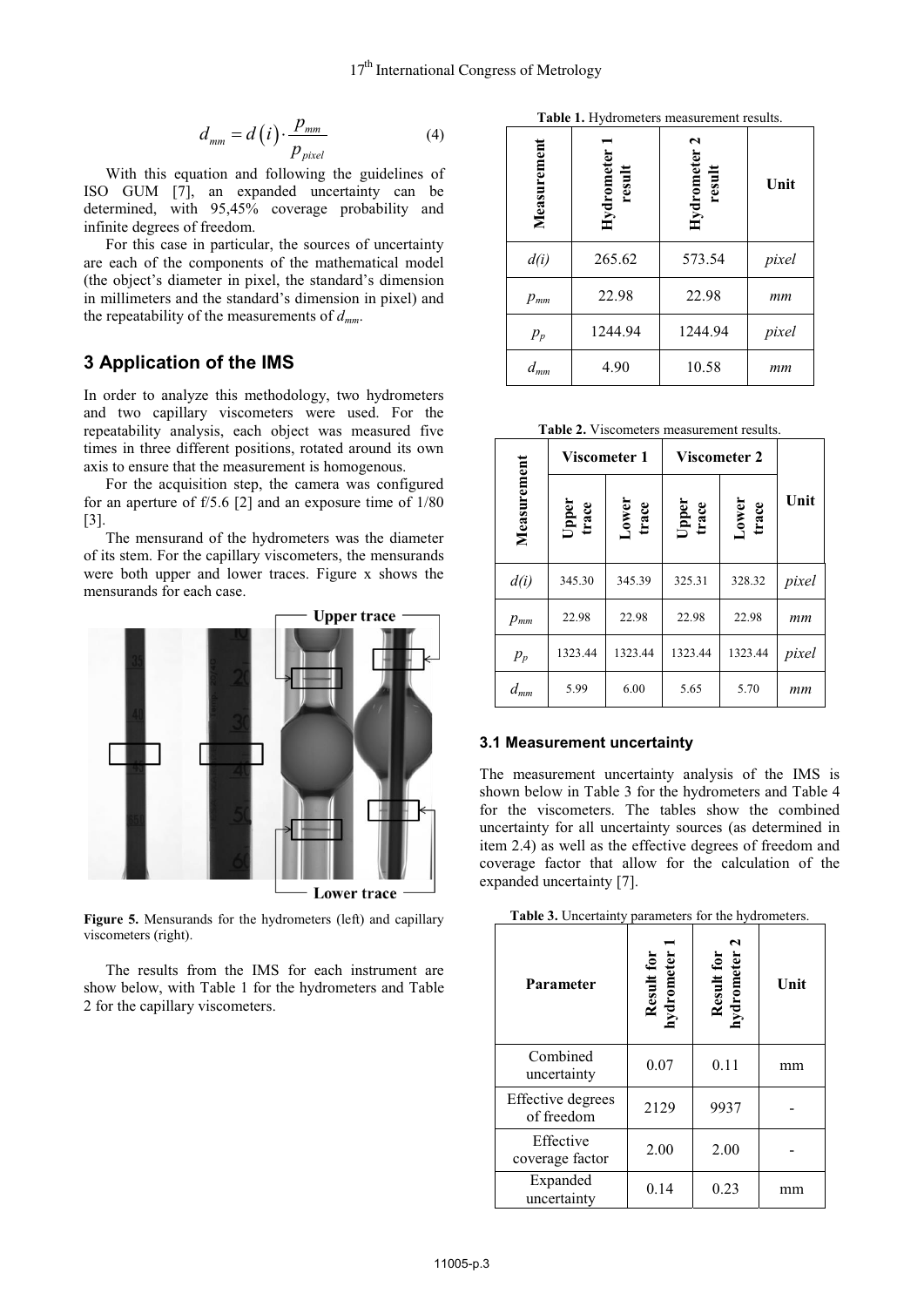$$d_{mm} = d(i) \cdot \frac{p_{mm}}{p_{pixel}} \tag{4}$$

With this equation and following the guidelines of ISO GUM [7], an expanded uncertainty can be determined, with 95,45% coverage probability and infinite degrees of freedom.

For this case in particular, the sources of uncertainty are each of the components of the mathematical model (the object's diameter in pixel, the standard's dimension in millimeters and the standard's dimension in pixel) and the repeatability of the measurements of $d_{mm}$.

## 3 Application of the IMS

In order to analyze this methodology, two hydrometers and two capillary viscometers were used. For the repeatability analysis, each object was measured five times in three different positions, rotated around its own axis to ensure that the measurement is homogenous.

For the acquisition step, the camera was configured for an aperture of f/5.6 [2] and an exposure time of 1/80 [3].

The mensurand of the hydrometers was the diameter of its stem. For the capillary viscometers, the mensurands were both upper and lower traces. Figure x shows the mensurands for each case.

Figure 5. Mensurands for the hydrometers (left) and capillary viscometers (right).

The results from the IMS for each instrument are show below, with Table 1 for the hydrometers and Table 2 for the capillary viscometers.

**Table 1.** Hydrometers measurement results.

| Measurement | Hydrometer 1 result | Hydrometer 2 result | Unit |
|---|---|---|---|
| $d(i)$ | 265.62 | 573.54 | *pixel* |
| $p_{mm}$ | 22.98 | 22.98 | *mm* |
| $p_p$ | 1244.94 | 1244.94 | *pixel* |
| $d_{mm}$ | 4.90 | 10.58 | *mm* |

**Table 2.** Viscometers measurement results.

| Measurement | Viscometer 1 | | Viscometer 2 | | Unit |
|---|---|---|---|---|---|
| | Upper trace | Lower trace | Upper trace | Lower trace | |
| $d(i)$ | 345.30 | 345.39 | 325.31 | 328.32 | *pixel* |
| $p_{mm}$ | 22.98 | 22.98 | 22.98 | 22.98 | *mm* |
| $p_p$ | 1323.44 | 1323.44 | 1323.44 | 1323.44 | *pixel* |
| $d_{mm}$ | 5.99 | 6.00 | 5.65 | 5.70 | *mm* |

### 3.1 Measurement uncertainty

The measurement uncertainty analysis of the IMS is shown below in Table 3 for the hydrometers and Table 4 for the viscometers. The tables show the combined uncertainty for all uncertainty sources (as determined in item 2.4) as well as the effective degrees of freedom and coverage factor that allow for the calculation of the expanded uncertainty [7].

**Table 3.** Uncertainty parameters for the hydrometers.

| Parameter | Result for hydrometer 1 | Result for hydrometer 2 | Unit |
|---|---|---|---|
| Combined uncertainty | 0.07 | 0.11 | mm |
| Effective degrees of freedom | 2129 | 9937 | - |
| Effective coverage factor | 2.00 | 2.00 | - |
| Expanded uncertainty | 0.14 | 0.23 | mm |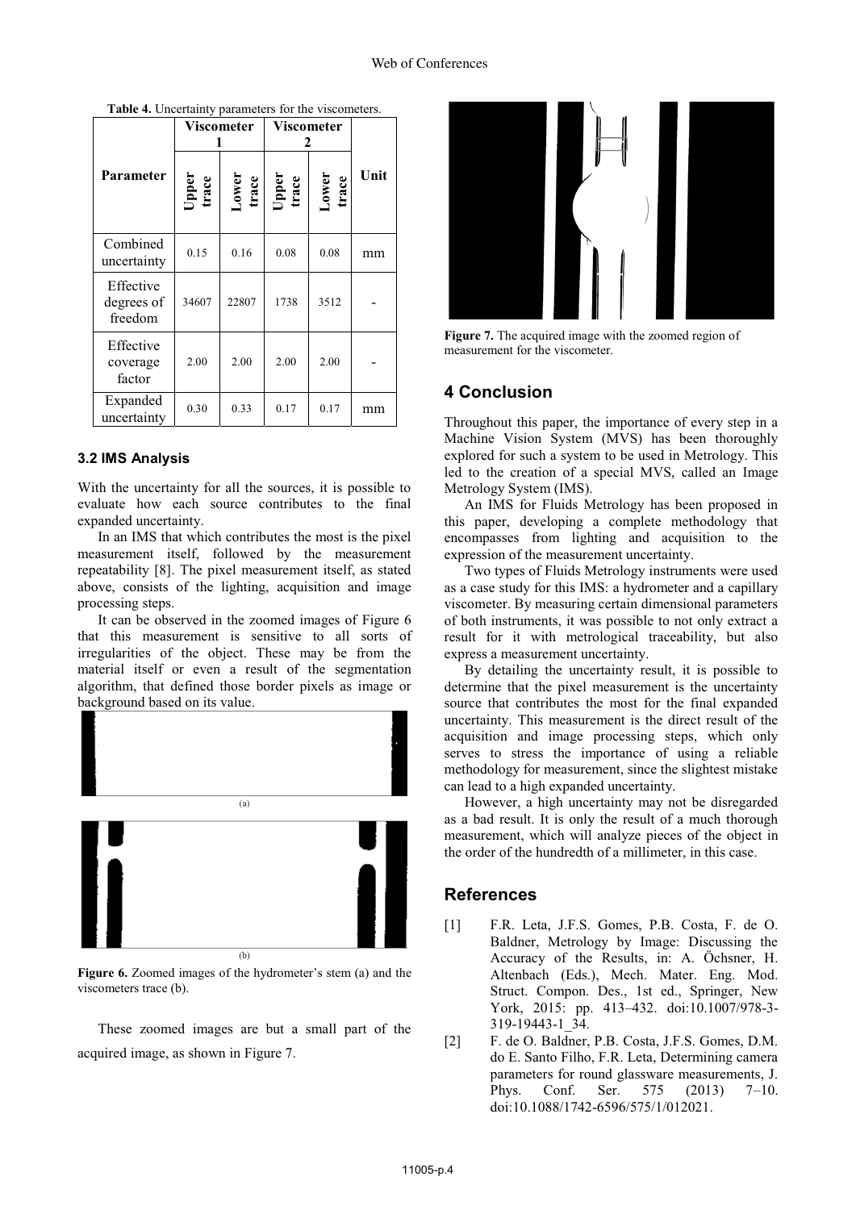**Table 4.** Uncertainty parameters for the viscometers.

| Parameter | Viscometer 1 | | Viscometer 2 | | Unit |
|---|---|---|---|---|---|
| | Upper trace | Lower trace | Upper trace | Lower trace | |
| Combined uncertainty | 0.15 | 0.16 | 0.08 | 0.08 | mm |
| Effective degrees of freedom | 34607 | 22807 | 1738 | 3512 | - |
| Effective coverage factor | 2.00 | 2.00 | 2.00 | 2.00 | - |
| Expanded uncertainty | 0.30 | 0.33 | 0.17 | 0.17 | mm |

### 3.2 IMS Analysis

With the uncertainty for all the sources, it is possible to evaluate how each source contributes to the final expanded uncertainty.

In an IMS that which contributes the most is the pixel measurement itself, followed by the measurement repeatability [8]. The pixel measurement itself, as stated above, consists of the lighting, acquisition and image processing steps.

It can be observed in the zoomed images of Figure 6 that this measurement is sensitive to all sorts of irregularities of the object. These may be from the material itself or even a result of the segmentation algorithm, that defined those border pixels as image or background based on its value.

(a)

(b)

**Figure 6.** Zoomed images of the hydrometer's stem (a) and the viscometers trace (b).

These zoomed images are but a small part of the acquired image, as shown in Figure 7.

**Figure 7.** The acquired image with the zoomed region of measurement for the viscometer.

## 4 Conclusion

Throughout this paper, the importance of every step in a Machine Vision System (MVS) has been thoroughly explored for such a system to be used in Metrology. This led to the creation of a special MVS, called an Image Metrology System (IMS).

An IMS for Fluids Metrology has been proposed in this paper, developing a complete methodology that encompasses from lighting and acquisition to the expression of the measurement uncertainty.

Two types of Fluids Metrology instruments were used as a case study for this IMS: a hydrometer and a capillary viscometer. By measuring certain dimensional parameters of both instruments, it was possible to not only extract a result for it with metrological traceability, but also express a measurement uncertainty.

By detailing the uncertainty result, it is possible to determine that the pixel measurement is the uncertainty source that contributes the most for the final expanded uncertainty. This measurement is the direct result of the acquisition and image processing steps, which only serves to stress the importance of using a reliable methodology for measurement, since the slightest mistake can lead to a high expanded uncertainty.

However, a high uncertainty may not be disregarded as a bad result. It is only the result of a much thorough measurement, which will analyze pieces of the object in the order of the hundredth of a millimeter, in this case.

## References

[1] F.R. Leta, J.F.S. Gomes, P.B. Costa, F. de O. Baldner, Metrology by Image: Discussing the Accuracy of the Results, in: A. Öchsner, H. Altenbach (Eds.), Mech. Mater. Eng. Mod. Struct. Compon. Des., 1st ed., Springer, New York, 2015: pp. 413–432. doi:10.1007/978-3-319-19443-1_34.

[2] F. de O. Baldner, P.B. Costa, J.F.S. Gomes, D.M. do E. Santo Filho, F.R. Leta, Determining camera parameters for round glassware measurements, J. Phys. Conf. Ser. 575 (2013) 7–10. doi:10.1088/1742-6596/575/1/012021.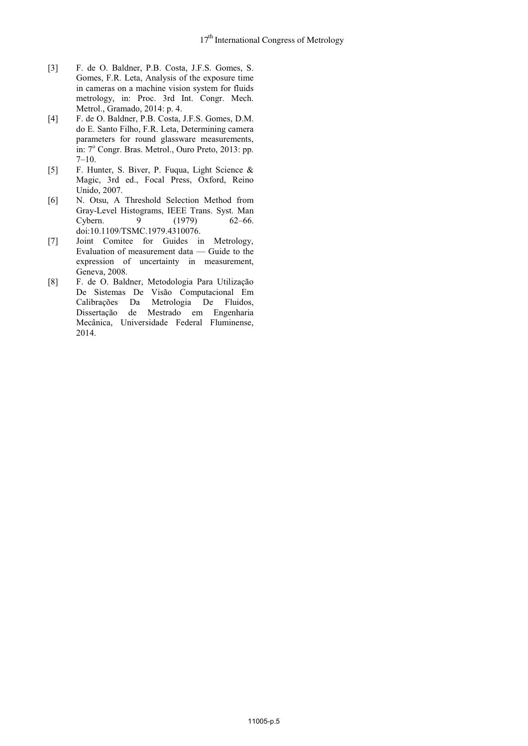[3] F. de O. Baldner, P.B. Costa, J.F.S. Gomes, S. Gomes, F.R. Leta, Analysis of the exposure time in cameras on a machine vision system for fluids metrology, in: Proc. 3rd Int. Congr. Mech. Metrol., Gramado, 2014: p. 4.

[4] F. de O. Baldner, P.B. Costa, J.F.S. Gomes, D.M. do E. Santo Filho, F.R. Leta, Determining camera parameters for round glassware measurements, in: 7º Congr. Bras. Metrol., Ouro Preto, 2013: pp. 7–10.

[5] F. Hunter, S. Biver, P. Fuqua, Light Science & Magic, 3rd ed., Focal Press, Oxford, Reino Unido, 2007.

[6] N. Otsu, A Threshold Selection Method from Gray-Level Histograms, IEEE Trans. Syst. Man Cybern. 9 (1979) 62–66. doi:10.1109/TSMC.1979.4310076.

[7] Joint Comitee for Guides in Metrology, Evaluation of measurement data — Guide to the expression of uncertainty in measurement, Geneva, 2008.

[8] F. de O. Baldner, Metodologia Para Utilização De Sistemas De Visão Computacional Em Calibrações Da Metrologia De Fluidos, Dissertação de Mestrado em Engenharia Mecânica, Universidade Federal Fluminense, 2014.